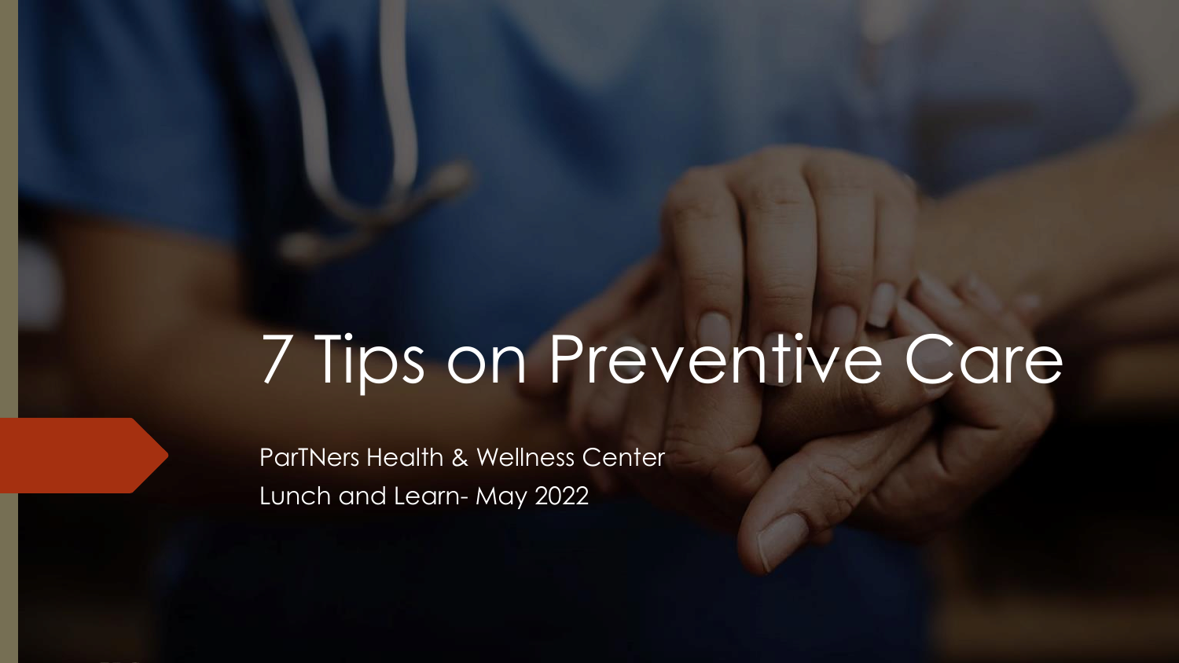# 7 Tips on Preventive Care

ParTNers Health & Wellness Center

Lunch and Learn- May 2022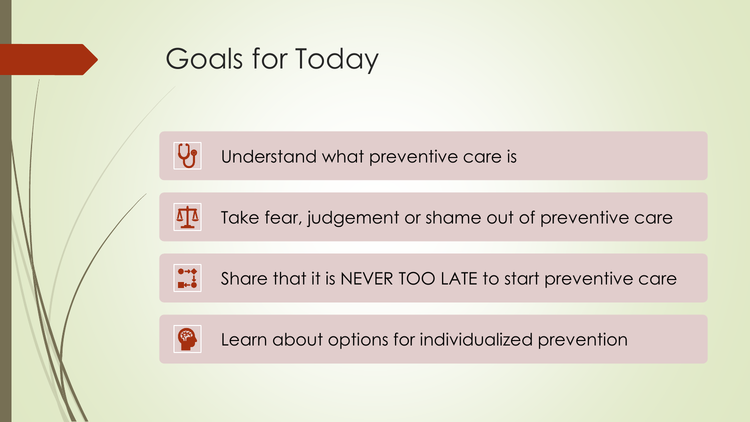# Goals for Today

- Understand what preventive care is
- Take fear, judgement or shame out of preventive care
- Share that it is NEVER TOO LATE to start preventive care
- Learn about options for individualized prevention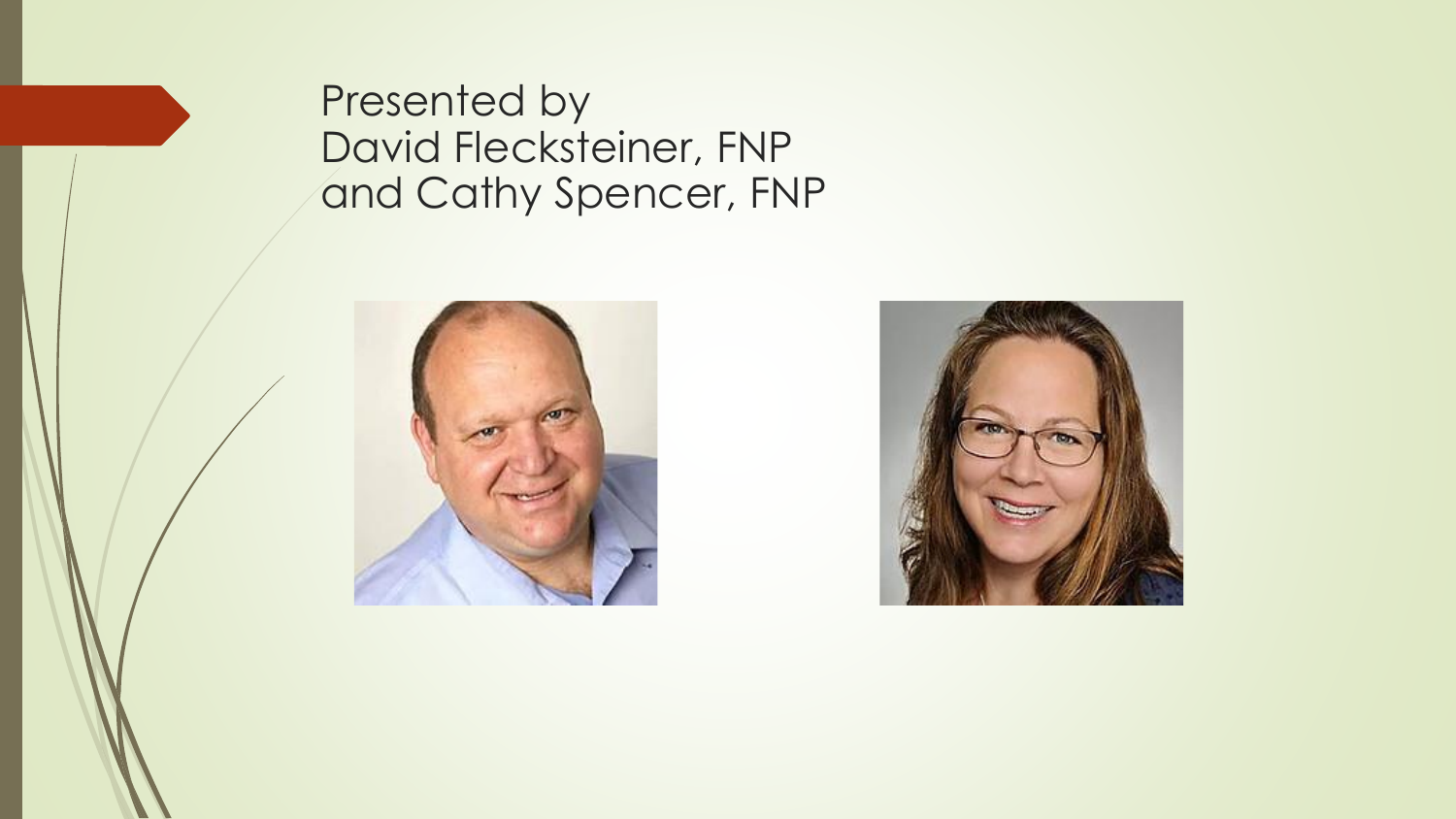Presented by
David Flecksteiner, FNP
and Cathy Spencer, FNP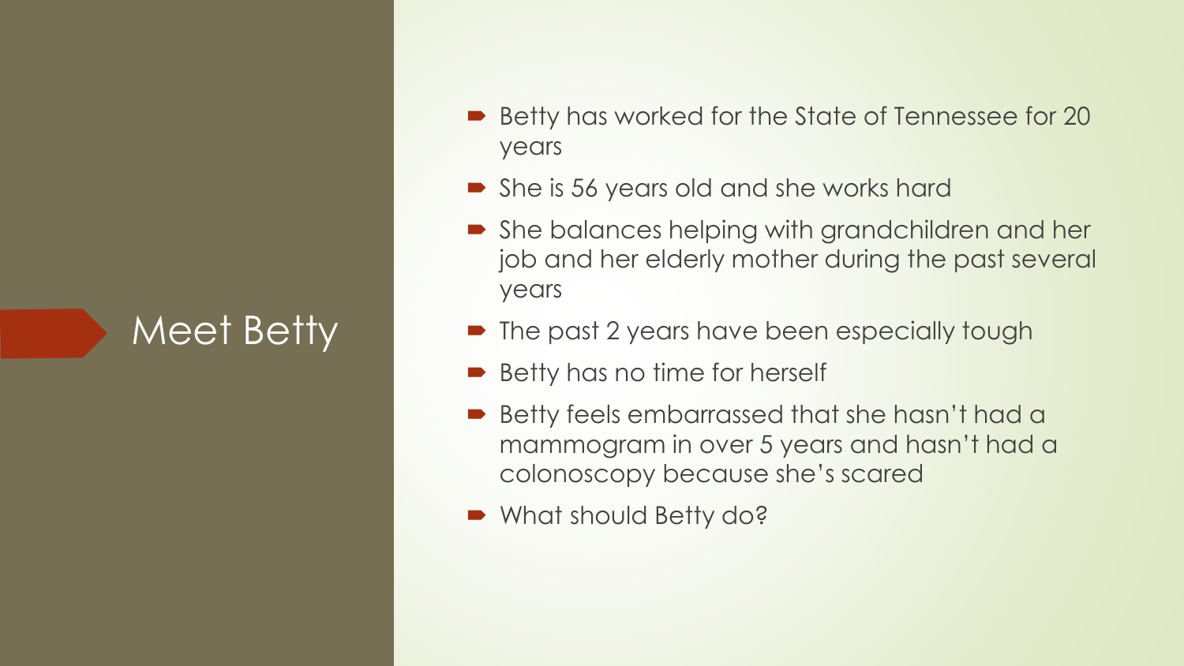# Meet Betty

- Betty has worked for the State of Tennessee for 20 years
- She is 56 years old and she works hard
- She balances helping with grandchildren and her job and her elderly mother during the past several years
- The past 2 years have been especially tough
- Betty has no time for herself
- Betty feels embarrassed that she hasn't had a mammogram in over 5 years and hasn't had a colonoscopy because she's scared
- What should Betty do?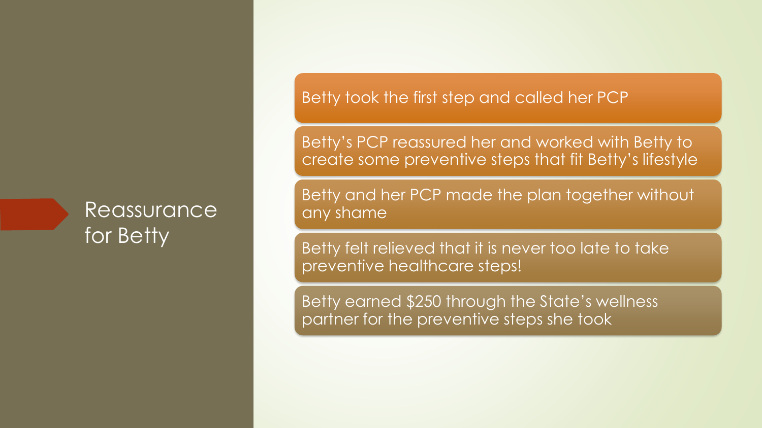# Reassurance for Betty

- Betty took the first step and called her PCP
- Betty's PCP reassured her and worked with Betty to create some preventive steps that fit Betty's lifestyle
- Betty and her PCP made the plan together without any shame
- Betty felt relieved that it is never too late to take preventive healthcare steps!
- Betty earned $250 through the State's wellness partner for the preventive steps she took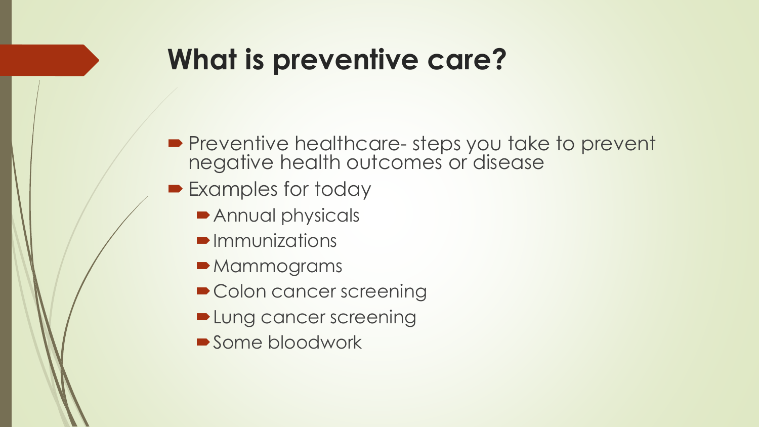# What is preventive care?

- Preventive healthcare- steps you take to prevent negative health outcomes or disease
- Examples for today
  - Annual physicals
  - Immunizations
  - Mammograms
  - Colon cancer screening
  - Lung cancer screening
  - Some bloodwork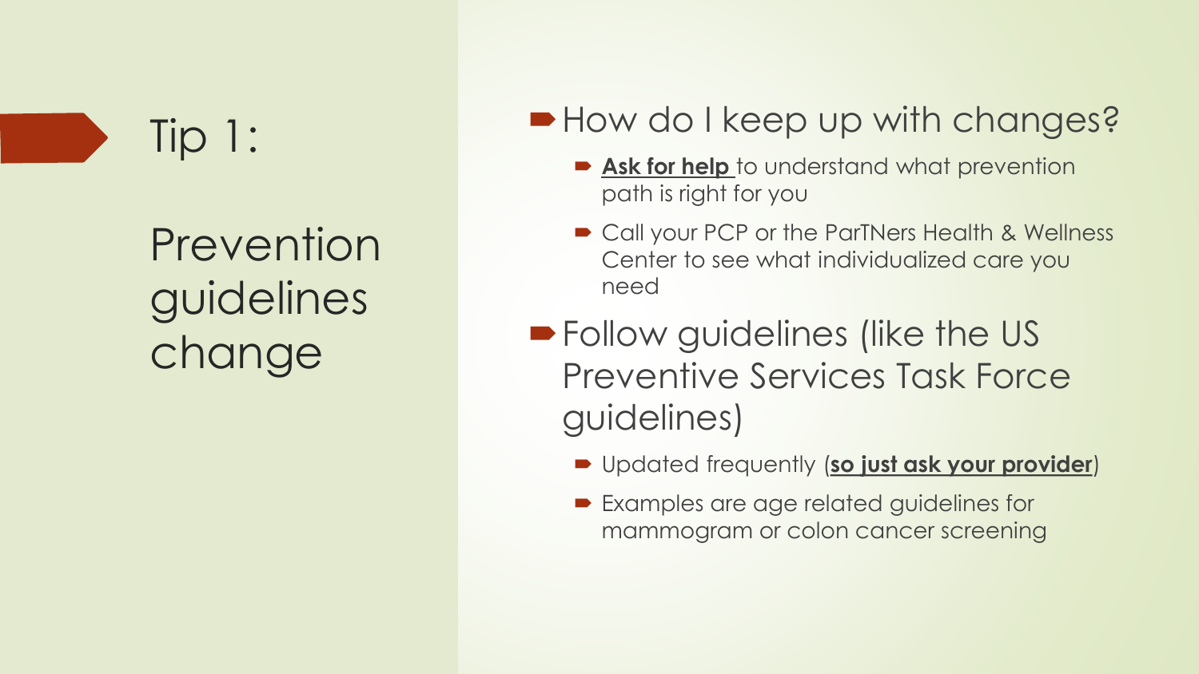# Tip 1:

## Prevention guidelines change

- How do I keep up with changes?
  - **Ask for help** to understand what prevention path is right for you
  - Call your PCP or the ParTNers Health & Wellness Center to see what individualized care you need
- Follow guidelines (like the US Preventive Services Task Force guidelines)
  - Updated frequently (**so just ask your provider**)
  - Examples are age related guidelines for mammogram or colon cancer screening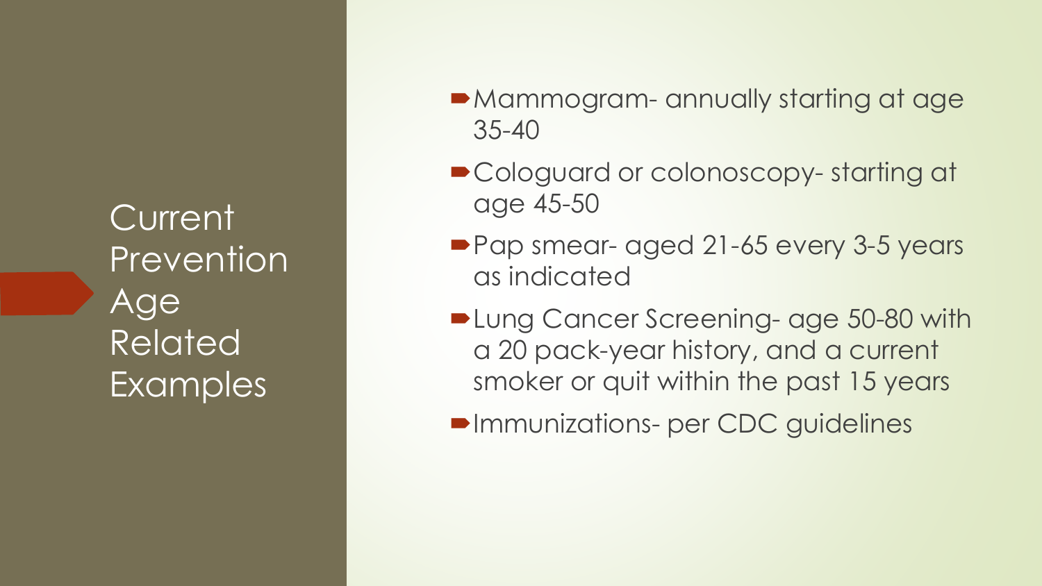# Current Prevention Age Related Examples

- Mammogram- annually starting at age 35-40
- Cologuard or colonoscopy- starting at age 45-50
- Pap smear- aged 21-65 every 3-5 years as indicated
- Lung Cancer Screening- age 50-80 with a 20 pack-year history, and a current smoker or quit within the past 15 years
- Immunizations- per CDC guidelines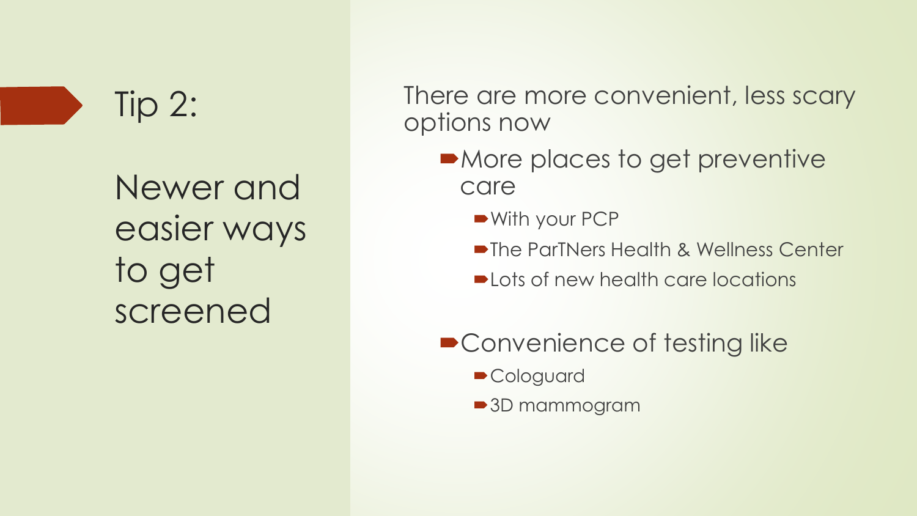## Tip 2:

## Newer and easier ways to get screened

There are more convenient, less scary options now

- More places to get preventive care
  - With your PCP
  - The ParTNers Health & Wellness Center
  - Lots of new health care locations
- Convenience of testing like
  - Cologuard
  - 3D mammogram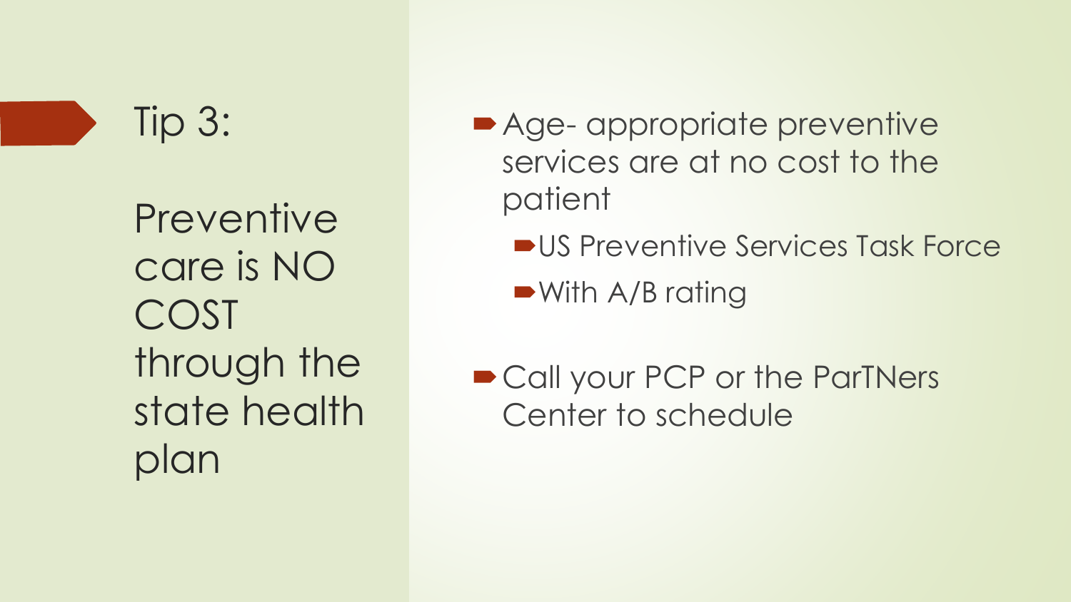## Tip 3:

## Preventive care is NO COST through the state health plan

- Age- appropriate preventive services are at no cost to the patient
  - US Preventive Services Task Force
  - With A/B rating
- Call your PCP or the ParTNers Center to schedule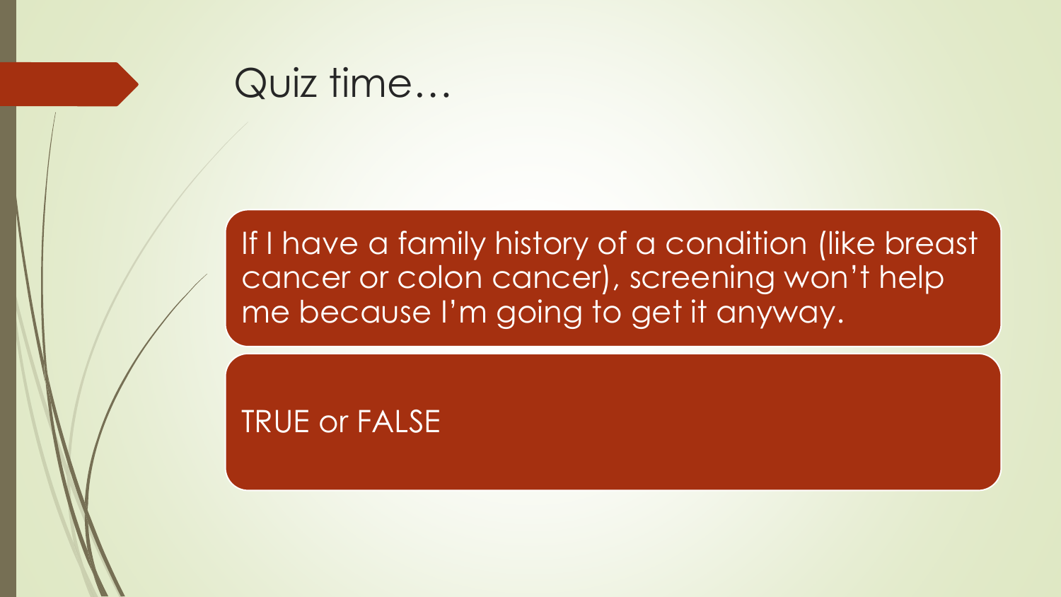# Quiz time…

If I have a family history of a condition (like breast cancer or colon cancer), screening won't help me because I'm going to get it anyway.

TRUE or FALSE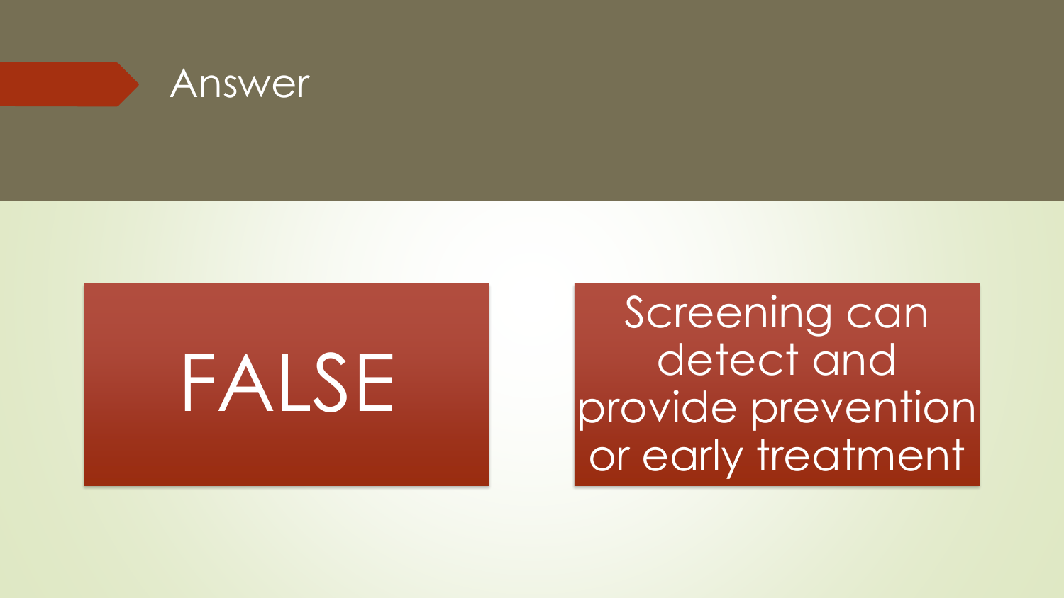# Answer

FALSE

Screening can detect and provide prevention or early treatment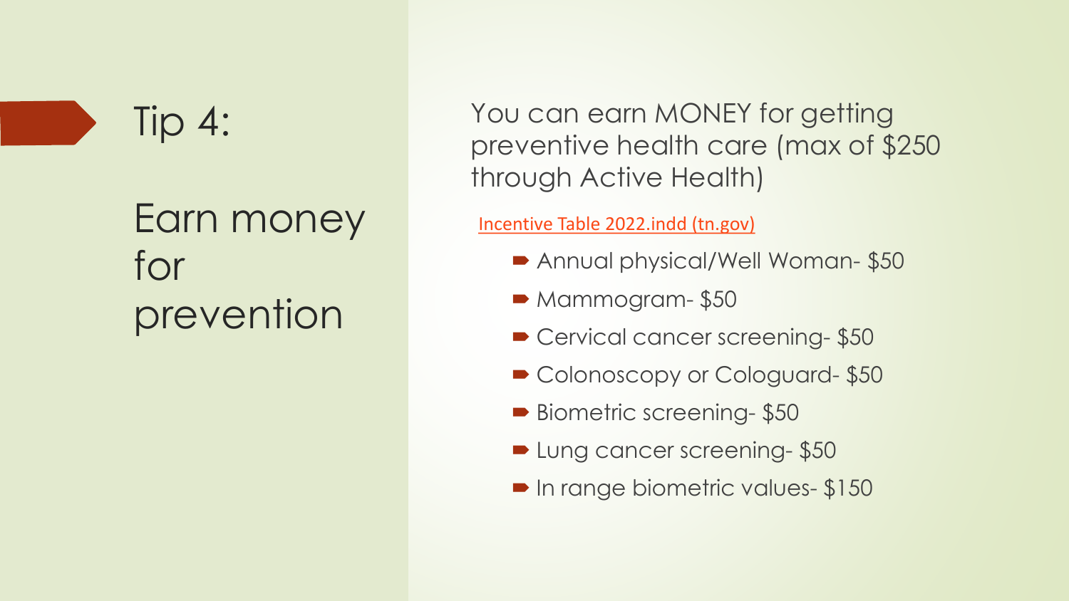# Tip 4:

## Earn money for prevention

You can earn MONEY for getting preventive health care (max of $250 through Active Health)

[Incentive Table 2022.indd (tn.gov)]

- Annual physical/Well Woman- $50
- Mammogram- $50
- Cervical cancer screening- $50
- Colonoscopy or Cologuard- $50
- Biometric screening- $50
- Lung cancer screening- $50
- In range biometric values- $150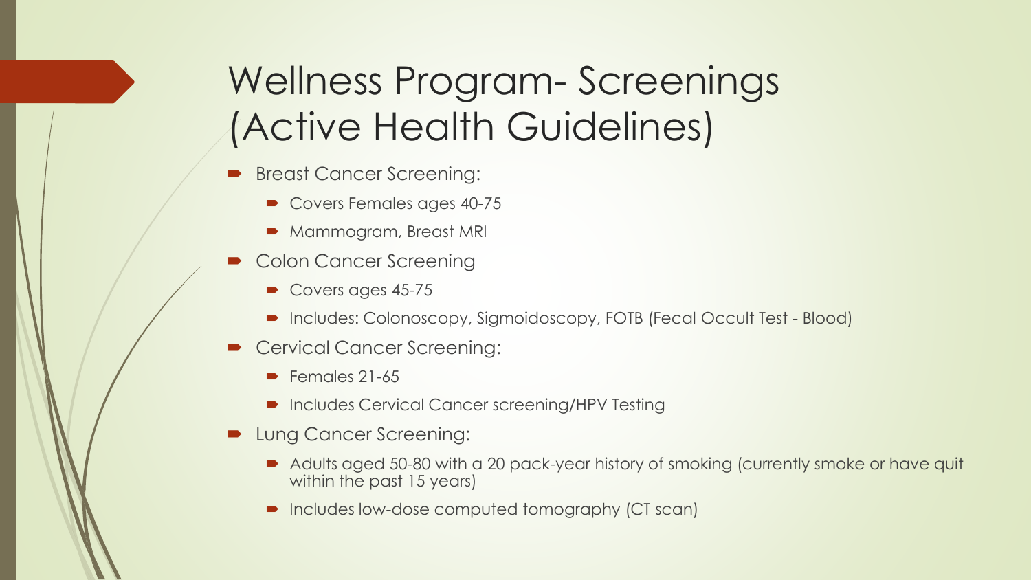# Wellness Program- Screenings (Active Health Guidelines)

- Breast Cancer Screening:
  - Covers Females ages 40-75
  - Mammogram, Breast MRI
- Colon Cancer Screening
  - Covers ages 45-75
  - Includes: Colonoscopy, Sigmoidoscopy, FOTB (Fecal Occult Test - Blood)
- Cervical Cancer Screening:
  - Females 21-65
  - Includes Cervical Cancer screening/HPV Testing
- Lung Cancer Screening:
  - Adults aged 50-80 with a 20 pack-year history of smoking (currently smoke or have quit within the past 15 years)
  - Includes low-dose computed tomography (CT scan)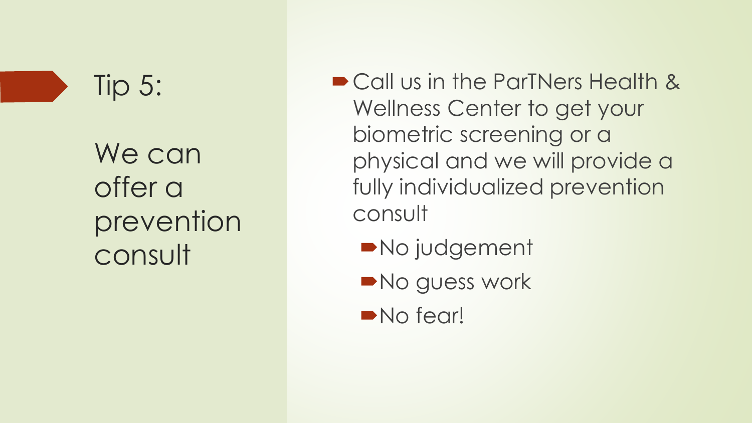# Tip 5:

# We can offer a prevention consult

- Call us in the ParTNers Health & Wellness Center to get your biometric screening or a physical and we will provide a fully individualized prevention consult
  - No judgement
  - No guess work
  - No fear!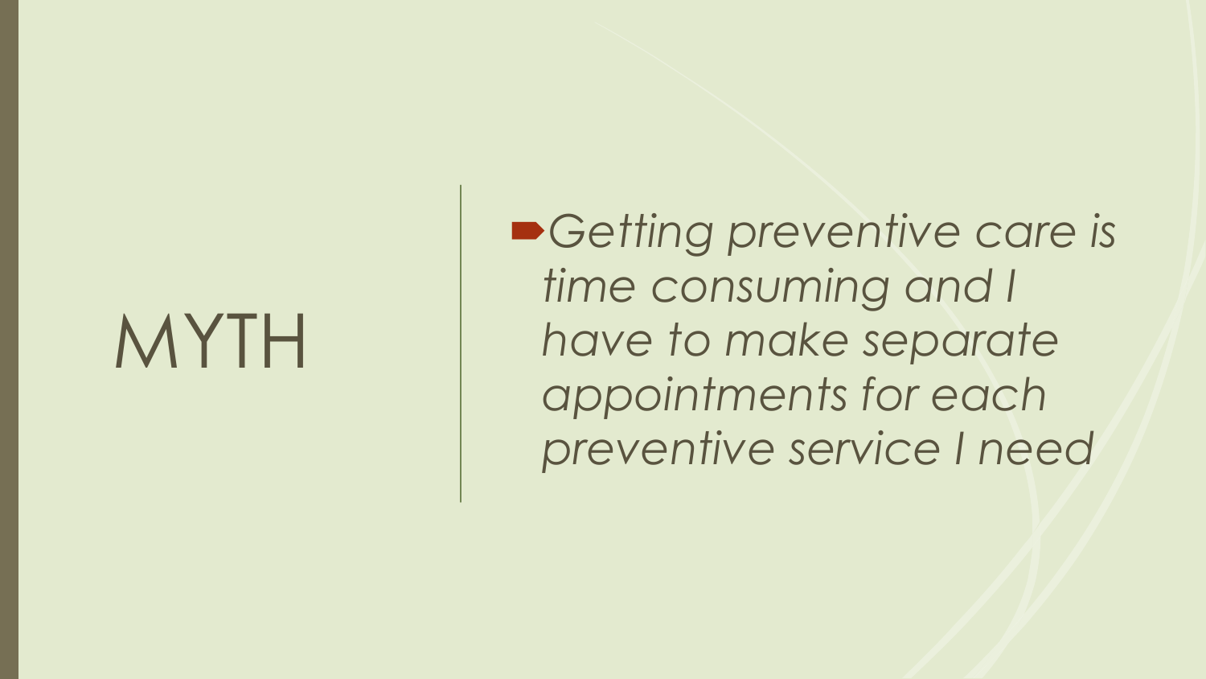# MYTH

- *Getting preventive care is time consuming and I have to make separate appointments for each preventive service I need*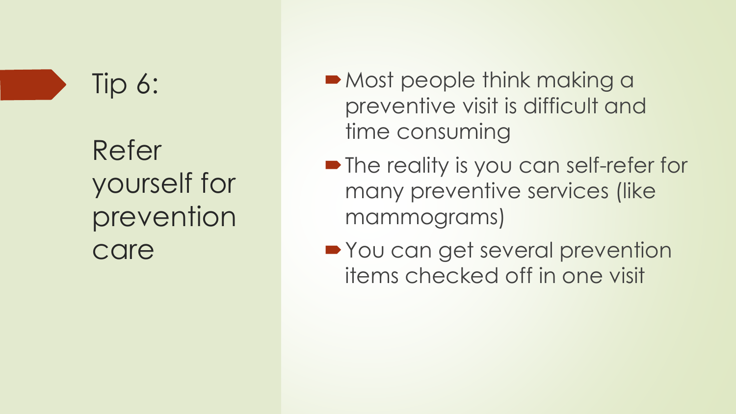# Tip 6:

## Refer yourself for prevention care

- Most people think making a preventive visit is difficult and time consuming
- The reality is you can self-refer for many preventive services (like mammograms)
- You can get several prevention items checked off in one visit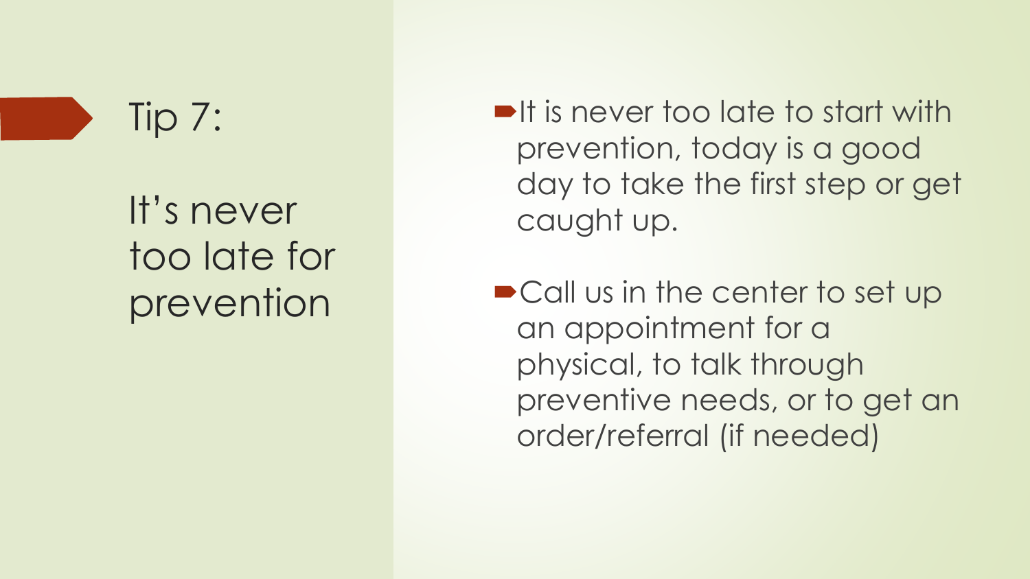## Tip 7:

## It's never too late for prevention

- It is never too late to start with prevention, today is a good day to take the first step or get caught up.
- Call us in the center to set up an appointment for a physical, to talk through preventive needs, or to get an order/referral (if needed)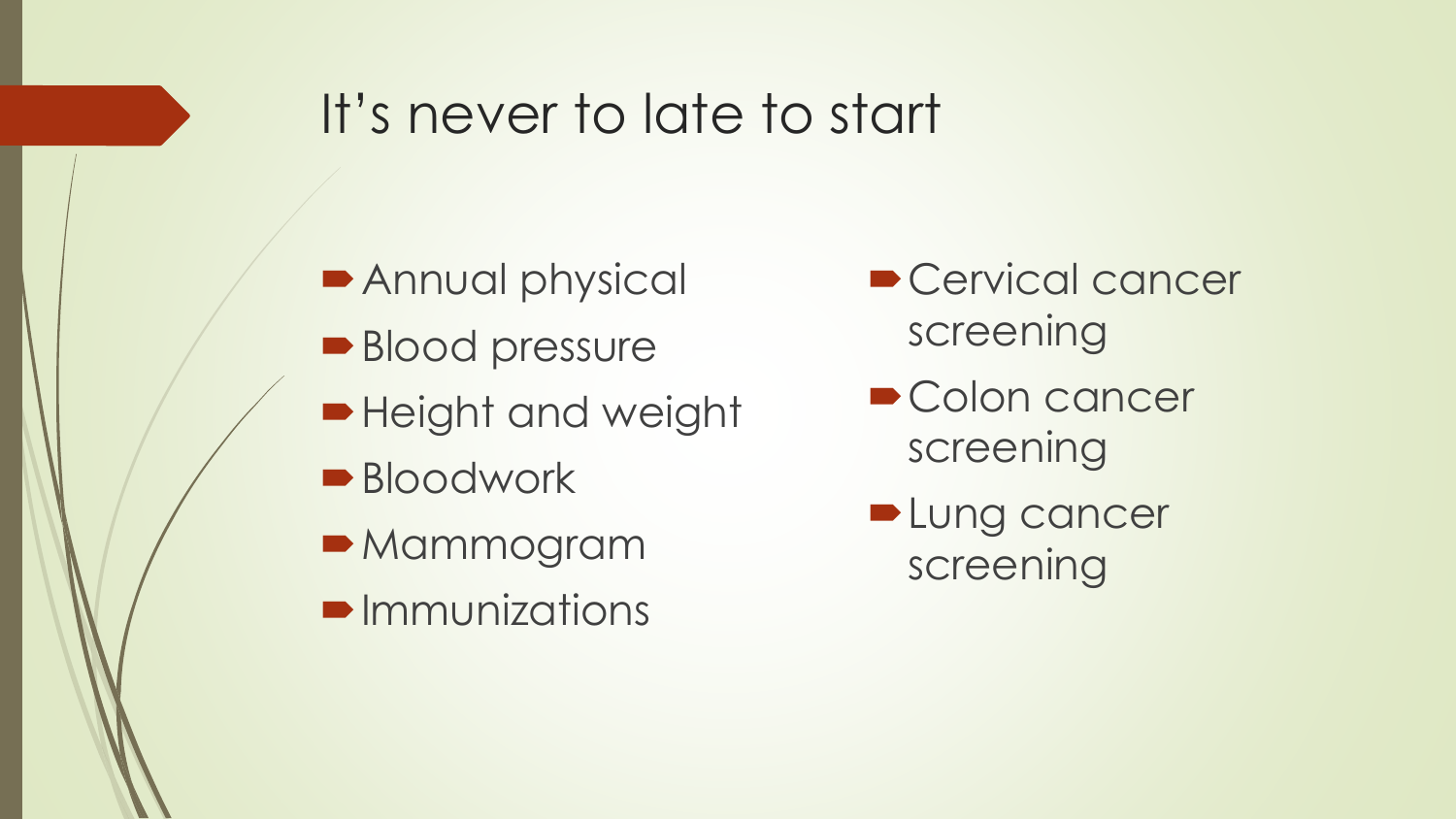# It's never to late to start

- Annual physical
- Blood pressure
- Height and weight
- Bloodwork
- Mammogram
- Immunizations
- Cervical cancer screening
- Colon cancer screening
- Lung cancer screening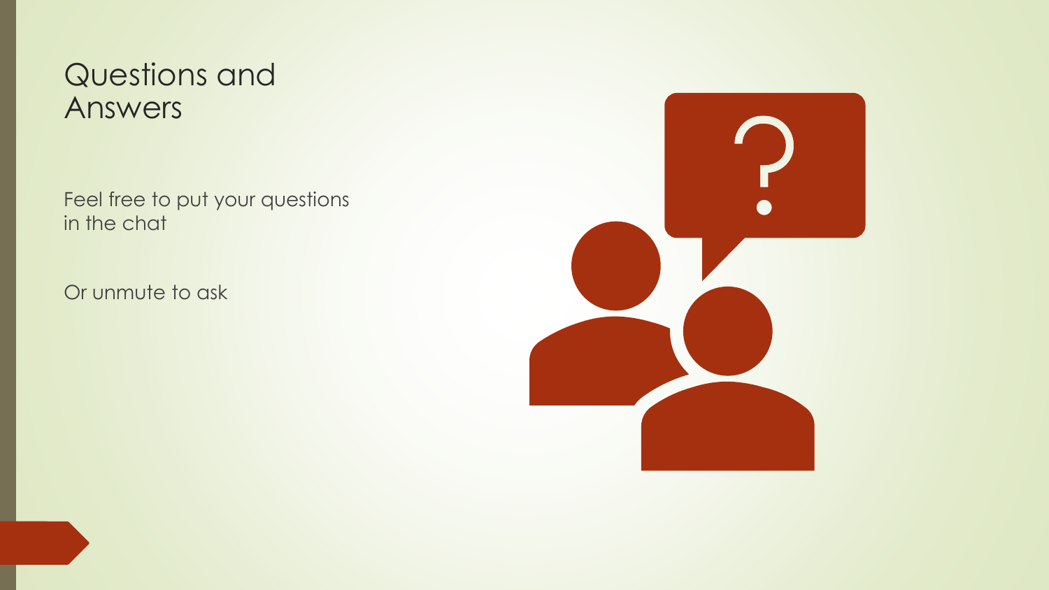# Questions and Answers

Feel free to put your questions in the chat

Or unmute to ask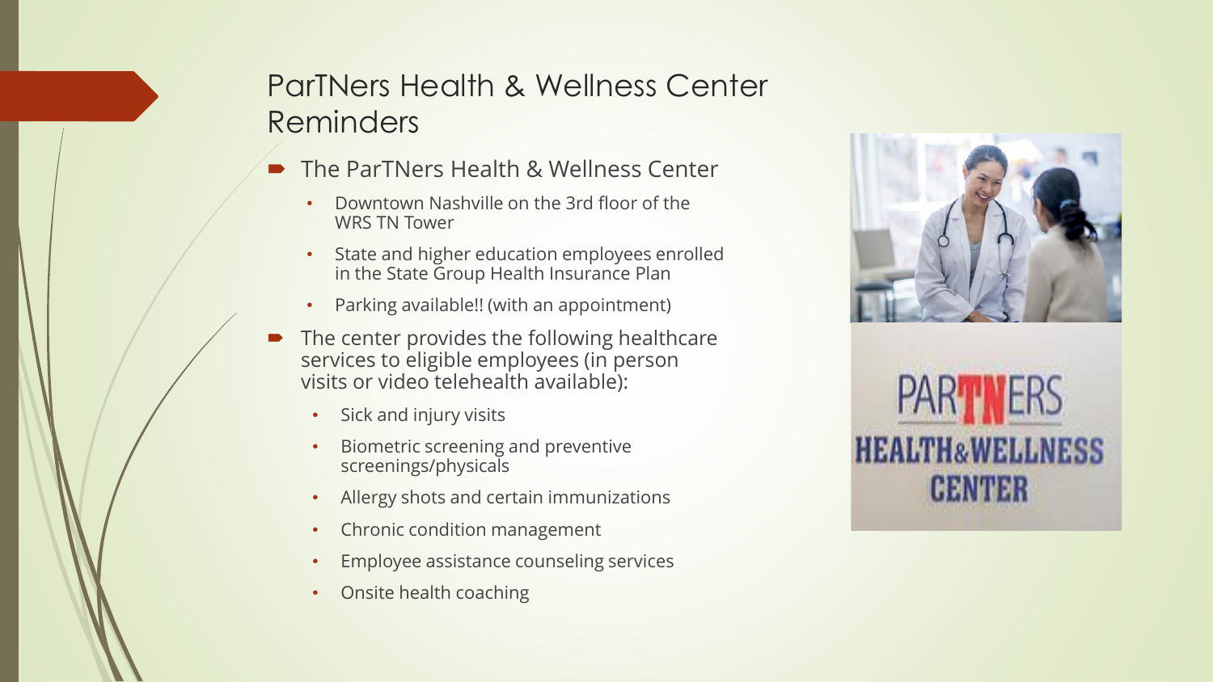# ParTNers Health & Wellness Center Reminders

- The ParTNers Health & Wellness Center
  - Downtown Nashville on the 3rd floor of the WRS TN Tower
  - State and higher education employees enrolled in the State Group Health Insurance Plan
  - Parking available!! (with an appointment)
- The center provides the following healthcare services to eligible employees (in person visits or video telehealth available):
  - Sick and injury visits
  - Biometric screening and preventive screenings/physicals
  - Allergy shots and certain immunizations
  - Chronic condition management
  - Employee assistance counseling services
  - Onsite health coaching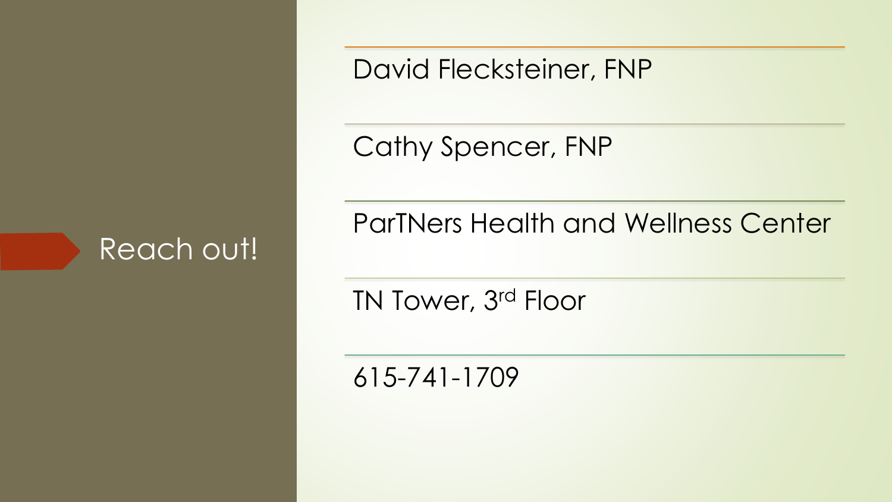## Reach out!

David Flecksteiner, FNP

Cathy Spencer, FNP

ParTNers Health and Wellness Center

TN Tower, 3rd Floor

615-741-1709